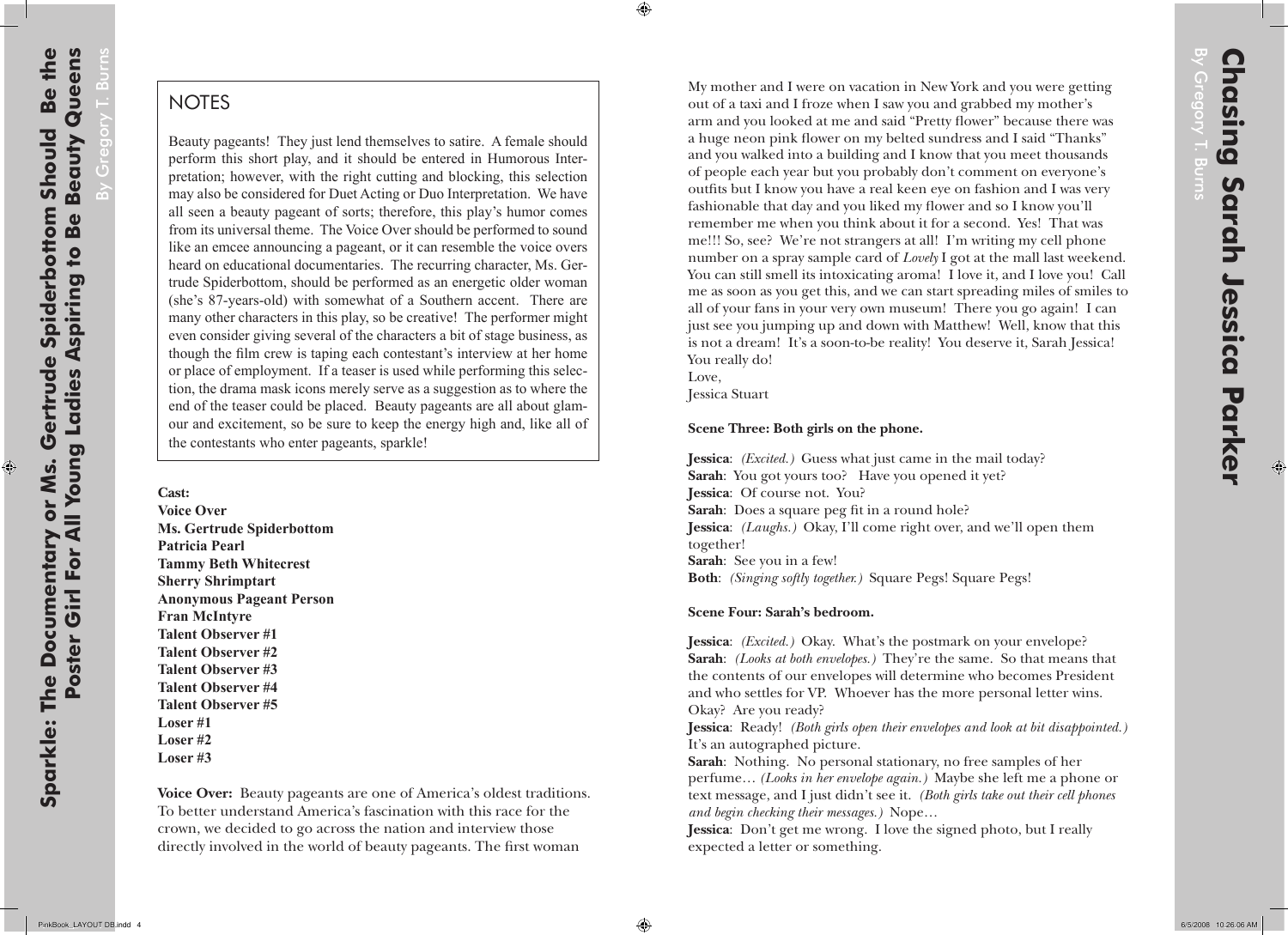# Sparkle: The Documentary or Ms. Gertrude Spiderbottom Should Be the Poster Girl For All Young Ladies Aspiring to Be Beauty Queens

By Gregory T. Burns

## NOTES

Beauty pageants! They just lend themselves to satire. A female should perform this short play, and it should be entered in Humorous Interpretation; however, with the right cutting and blocking, this selection may also be considered for Duet Acting or Duo Interpretation. We have all seen a beauty pageant of sorts; therefore, this play's humor comes from its universal theme. The Voice Over should be performed to sound like an emcee announcing a pageant, or it can resemble the voice overs heard on educational documentaries. The recurring character, Ms. Gertrude Spiderbottom, should be performed as an energetic older woman (she's 87-years-old) with somewhat of a Southern accent. There are many other characters in this play, so be creative! The performer might even consider giving several of the characters a bit of stage business, as though the film crew is taping each contestant's interview at her home or place of employment. If a teaser is used while performing this selection, the drama mask icons merely serve as a suggestion as to where the end of the teaser could be placed. Beauty pageants are all about glamour and excitement, so be sure to keep the energy high and, like all of the contestants who enter pageants, sparkle!

**Cast:**
**Voice Over**
**Ms. Gertrude Spiderbottom**
**Patricia Pearl**
**Tammy Beth Whitecrest**
**Sherry Shrimptart**
**Anonymous Pageant Person**
**Fran McIntyre**
**Talent Observer #1**
**Talent Observer #2**
**Talent Observer #3**
**Talent Observer #4**
**Talent Observer #5**
**Loser #1**
**Loser #2**
**Loser #3**

**Voice Over:** Beauty pageants are one of America's oldest traditions. To better understand America's fascination with this race for the crown, we decided to go across the nation and interview those directly involved in the world of beauty pageants. The first woman

# Chasing Sarah Jessica Parker

By Gregory T. Burns

My mother and I were on vacation in New York and you were getting out of a taxi and I froze when I saw you and grabbed my mother's arm and you looked at me and said "Pretty flower" because there was a huge neon pink flower on my belted sundress and I said "Thanks" and you walked into a building and I know that you meet thousands of people each year but you probably don't comment on everyone's outfits but I know you have a real keen eye on fashion and I was very fashionable that day and you liked my flower and so I know you'll remember me when you think about it for a second. Yes! That was me!!! So, see? We're not strangers at all! I'm writing my cell phone number on a spray sample card of *Lovely* I got at the mall last weekend. You can still smell its intoxicating aroma! I love it, and I love you! Call me as soon as you get this, and we can start spreading miles of smiles to all of your fans in your very own museum! There you go again! I can just see you jumping up and down with Matthew! Well, know that this is not a dream! It's a soon-to-be reality! You deserve it, Sarah Jessica! You really do!
Love,
Jessica Stuart

**Scene Three: Both girls on the phone.**

**Jessica**: *(Excited.)* Guess what just came in the mail today?
**Sarah**: You got yours too? Have you opened it yet?
**Jessica**: Of course not. You?
**Sarah**: Does a square peg fit in a round hole?
**Jessica**: *(Laughs.)* Okay, I'll come right over, and we'll open them together!
**Sarah**: See you in a few!
**Both**: *(Singing softly together.)* Square Pegs! Square Pegs!

**Scene Four: Sarah's bedroom.**

**Jessica**: *(Excited.)* Okay. What's the postmark on your envelope?
**Sarah**: *(Looks at both envelopes.)* They're the same. So that means that the contents of our envelopes will determine who becomes President and who settles for VP. Whoever has the more personal letter wins. Okay? Are you ready?
**Jessica**: Ready! *(Both girls open their envelopes and look at bit disappointed.)* It's an autographed picture.
**Sarah**: Nothing. No personal stationary, no free samples of her perfume… *(Looks in her envelope again.)* Maybe she left me a phone or text message, and I just didn't see it. *(Both girls take out their cell phones and begin checking their messages.)* Nope…
**Jessica**: Don't get me wrong. I love the signed photo, but I really expected a letter or something.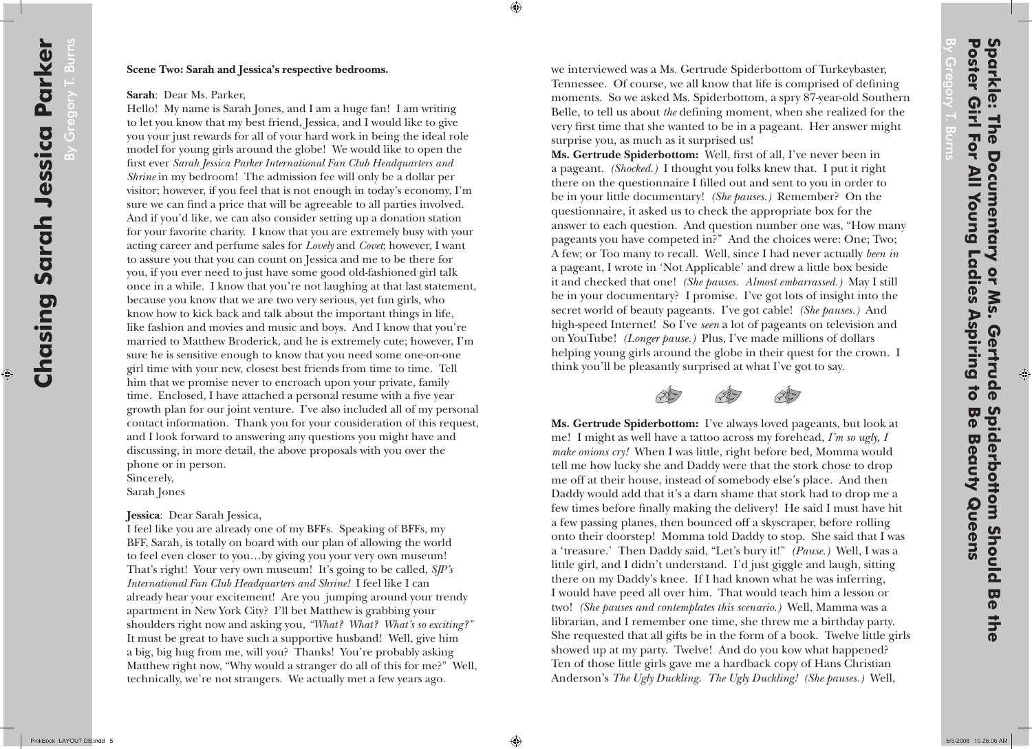**Scene Two: Sarah and Jessica's respective bedrooms.**

**Sarah**: Dear Ms. Parker,

Hello! My name is Sarah Jones, and I am a huge fan! I am writing to let you know that my best friend, Jessica, and I would like to give you your just rewards for all of your hard work in being the ideal role model for young girls around the globe! We would like to open the first ever *Sarah Jessica Parker International Fan Club Headquarters and Shrine* in my bedroom! The admission fee will only be a dollar per visitor; however, if you feel that is not enough in today's economy, I'm sure we can find a price that will be agreeable to all parties involved. And if you'd like, we can also consider setting up a donation station for your favorite charity. I know that you are extremely busy with your acting career and perfume sales for *Lovely* and *Covet*; however, I want to assure you that you can count on Jessica and me to be there for you, if you ever need to just have some good old-fashioned girl talk once in a while. I know that you're not laughing at that last statement, because you know that we are two very serious, yet fun girls, who know how to kick back and talk about the important things in life, like fashion and movies and music and boys. And I know that you're married to Matthew Broderick, and he is extremely cute; however, I'm sure he is sensitive enough to know that you need some one-on-one girl time with your new, closest best friends from time to time. Tell him that we promise never to encroach upon your private, family time. Enclosed, I have attached a personal resume with a five year growth plan for our joint venture. I've also included all of my personal contact information. Thank you for your consideration of this request, and I look forward to answering any questions you might have and discussing, in more detail, the above proposals with you over the phone or in person.

Sincerely,

Sarah Jones

**Jessica**: Dear Sarah Jessica,

I feel like you are already one of my BFFs. Speaking of BFFs, my BFF, Sarah, is totally on board with our plan of allowing the world to feel even closer to you…by giving you your very own museum! That's right! Your very own museum! It's going to be called, *SJP's International Fan Club Headquarters and Shrine!* I feel like I can already hear your excitement! Are you jumping around your trendy apartment in New York City? I'll bet Matthew is grabbing your shoulders right now and asking you, *"What? What? What's so exciting?"* It must be great to have such a supportive husband! Well, give him a big, big hug from me, will you? Thanks! You're probably asking Matthew right now, "Why would a stranger do all of this for me?" Well, technically, we're not strangers. We actually met a few years ago.

we interviewed was a Ms. Gertrude Spiderbottom of Turkeybaster, Tennessee. Of course, we all know that life is comprised of defining moments. So we asked Ms. Spiderbottom, a spry 87-year-old Southern Belle, to tell us about *the* defining moment, when she realized for the very first time that she wanted to be in a pageant. Her answer might surprise you, as much as it surprised us!

**Ms. Gertrude Spiderbottom:** Well, first of all, I've never been in a pageant. *(Shocked.)* I thought you folks knew that. I put it right there on the questionnaire I filled out and sent to you in order to be in your little documentary! *(She pauses.)* Remember? On the questionnaire, it asked us to check the appropriate box for the answer to each question. And question number one was, "How many pageants you have competed in?" And the choices were: One; Two; A few; or Too many to recall. Well, since I had never actually *been in* a pageant, I wrote in 'Not Applicable' and drew a little box beside it and checked that one! *(She pauses. Almost embarrassed.)* May I still be in your documentary? I promise. I've got lots of insight into the secret world of beauty pageants. I've got cable! *(She pauses.)* And high-speed Internet! So I've *seen* a lot of pageants on television and on YouTube! *(Longer pause.)* Plus, I've made millions of dollars helping young girls around the globe in their quest for the crown. I think you'll be pleasantly surprised at what I've got to say.

**Ms. Gertrude Spiderbottom:** I've always loved pageants, but look at me! I might as well have a tattoo across my forehead, *I'm so ugly, I make onions cry!* When I was little, right before bed, Momma would tell me how lucky she and Daddy were that the stork chose to drop me off at their house, instead of somebody else's place. And then Daddy would add that it's a darn shame that stork had to drop me a few times before finally making the delivery! He said I must have hit a few passing planes, then bounced off a skyscraper, before rolling onto their doorstep! Momma told Daddy to stop. She said that I was a 'treasure.' Then Daddy said, "Let's bury it!" *(Pause.)* Well, I was a little girl, and I didn't understand. I'd just giggle and laugh, sitting there on my Daddy's knee. If I had known what he was inferring, I would have peed all over him. That would teach him a lesson or two! *(She pauses and contemplates this scenario.)* Well, Mamma was a librarian, and I remember one time, she threw me a birthday party. She requested that all gifts be in the form of a book. Twelve little girls showed up at my party. Twelve! And do you kow what happened? Ten of those little girls gave me a hardback copy of Hans Christian Anderson's *The Ugly Duckling*. *The Ugly Duckling!* *(She pauses.)* Well,